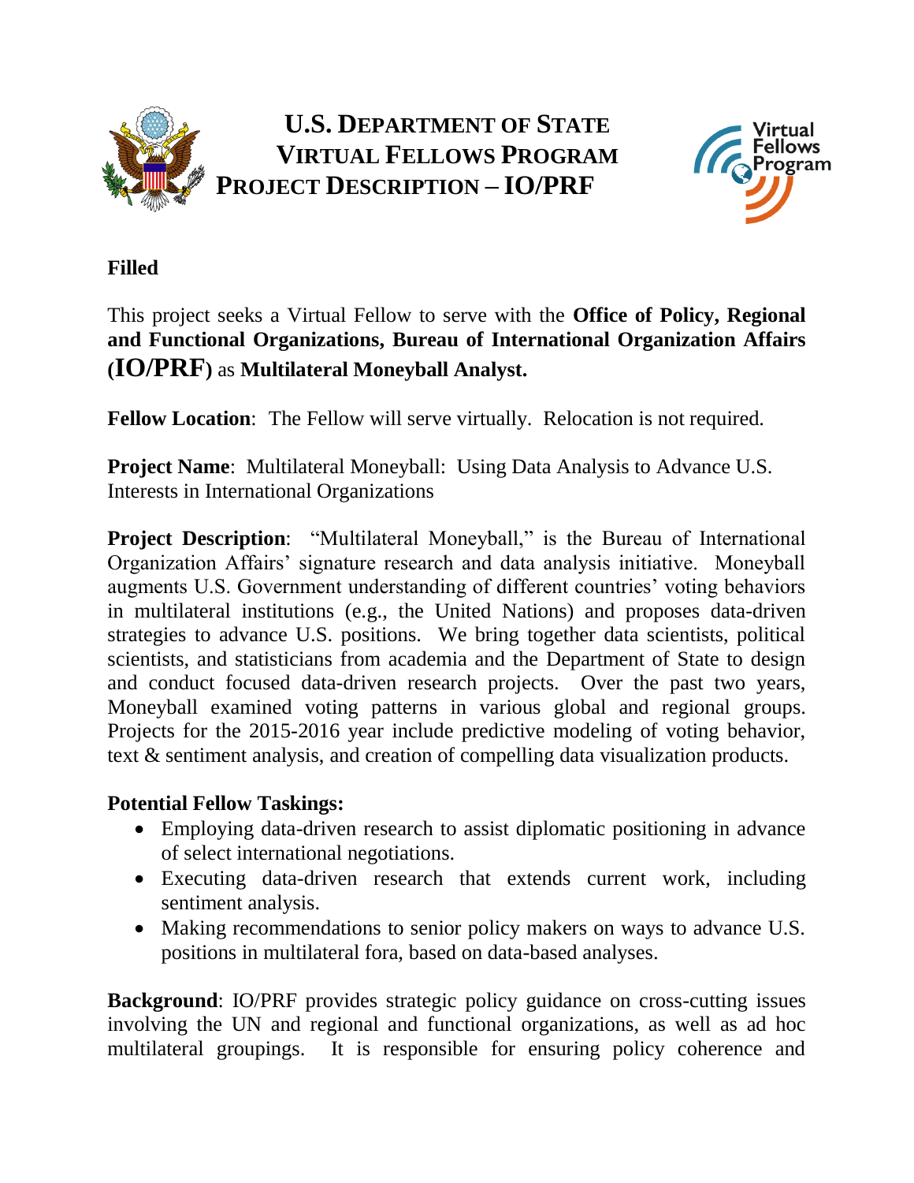# U.S. DEPARTMENT OF STATE VIRTUAL FELLOWS PROGRAM PROJECT DESCRIPTION – IO/PRF

**Filled**

This project seeks a Virtual Fellow to serve with the **Office of Policy, Regional and Functional Organizations, Bureau of International Organization Affairs (IO/PRF)** as **Multilateral Moneyball Analyst.**

**Fellow Location**: The Fellow will serve virtually. Relocation is not required.

**Project Name**: Multilateral Moneyball: Using Data Analysis to Advance U.S. Interests in International Organizations

**Project Description**: "Multilateral Moneyball," is the Bureau of International Organization Affairs' signature research and data analysis initiative. Moneyball augments U.S. Government understanding of different countries' voting behaviors in multilateral institutions (e.g., the United Nations) and proposes data-driven strategies to advance U.S. positions. We bring together data scientists, political scientists, and statisticians from academia and the Department of State to design and conduct focused data-driven research projects. Over the past two years, Moneyball examined voting patterns in various global and regional groups. Projects for the 2015-2016 year include predictive modeling of voting behavior, text & sentiment analysis, and creation of compelling data visualization products.

**Potential Fellow Taskings:**

- Employing data-driven research to assist diplomatic positioning in advance of select international negotiations.
- Executing data-driven research that extends current work, including sentiment analysis.
- Making recommendations to senior policy makers on ways to advance U.S. positions in multilateral fora, based on data-based analyses.

**Background**: IO/PRF provides strategic policy guidance on cross-cutting issues involving the UN and regional and functional organizations, as well as ad hoc multilateral groupings. It is responsible for ensuring policy coherence and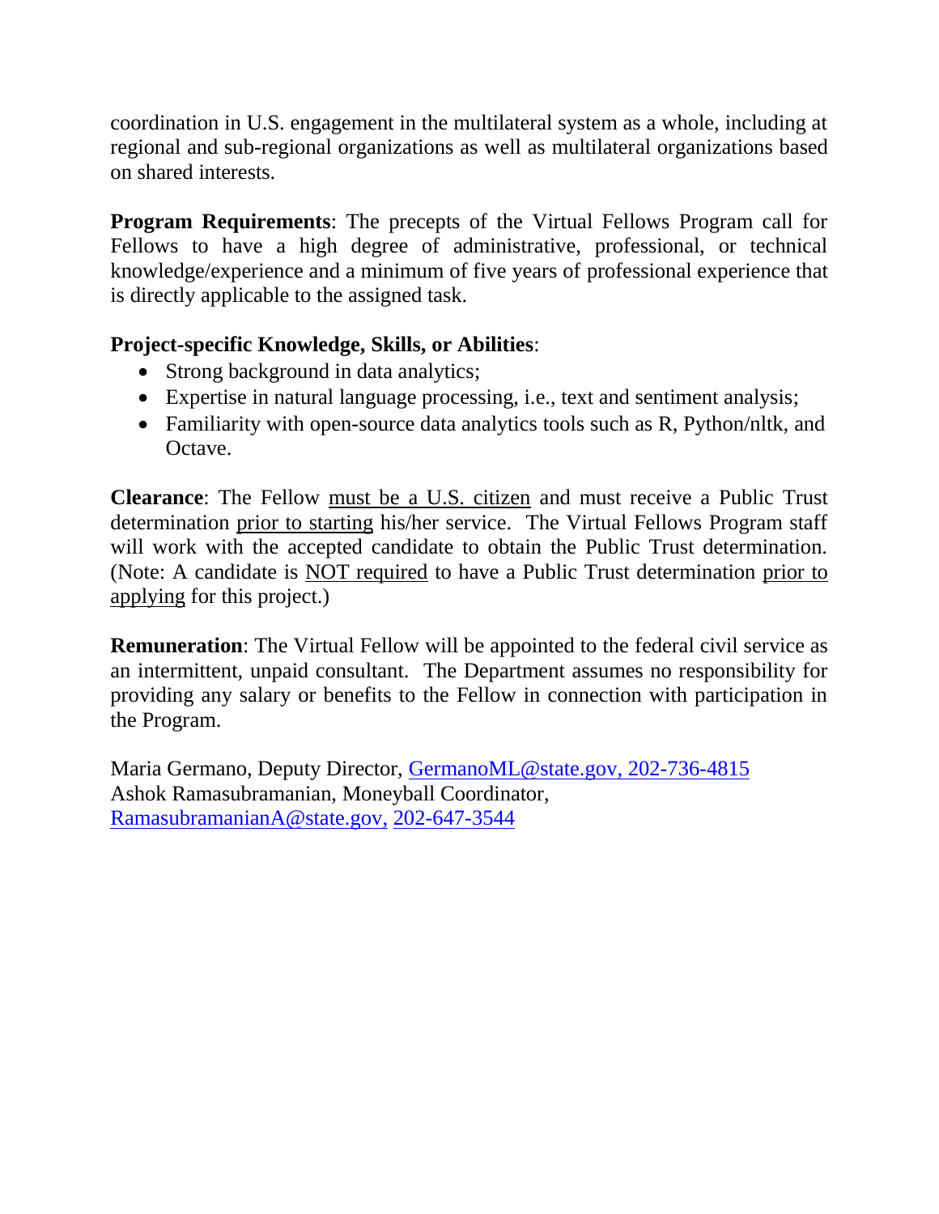coordination in U.S. engagement in the multilateral system as a whole, including at regional and sub-regional organizations as well as multilateral organizations based on shared interests.

**Program Requirements**: The precepts of the Virtual Fellows Program call for Fellows to have a high degree of administrative, professional, or technical knowledge/experience and a minimum of five years of professional experience that is directly applicable to the assigned task.

**Project-specific Knowledge, Skills, or Abilities**:

- Strong background in data analytics;
- Expertise in natural language processing, i.e., text and sentiment analysis;
- Familiarity with open-source data analytics tools such as R, Python/nltk, and Octave.

**Clearance**: The Fellow must be a U.S. citizen and must receive a Public Trust determination prior to starting his/her service. The Virtual Fellows Program staff will work with the accepted candidate to obtain the Public Trust determination. (Note: A candidate is NOT required to have a Public Trust determination prior to applying for this project.)

**Remuneration**: The Virtual Fellow will be appointed to the federal civil service as an intermittent, unpaid consultant. The Department assumes no responsibility for providing any salary or benefits to the Fellow in connection with participation in the Program.

Maria Germano, Deputy Director, GermanoML@state.gov, 202-736-4815
Ashok Ramasubramanian, Moneyball Coordinator, RamasubramanianA@state.gov, 202-647-3544